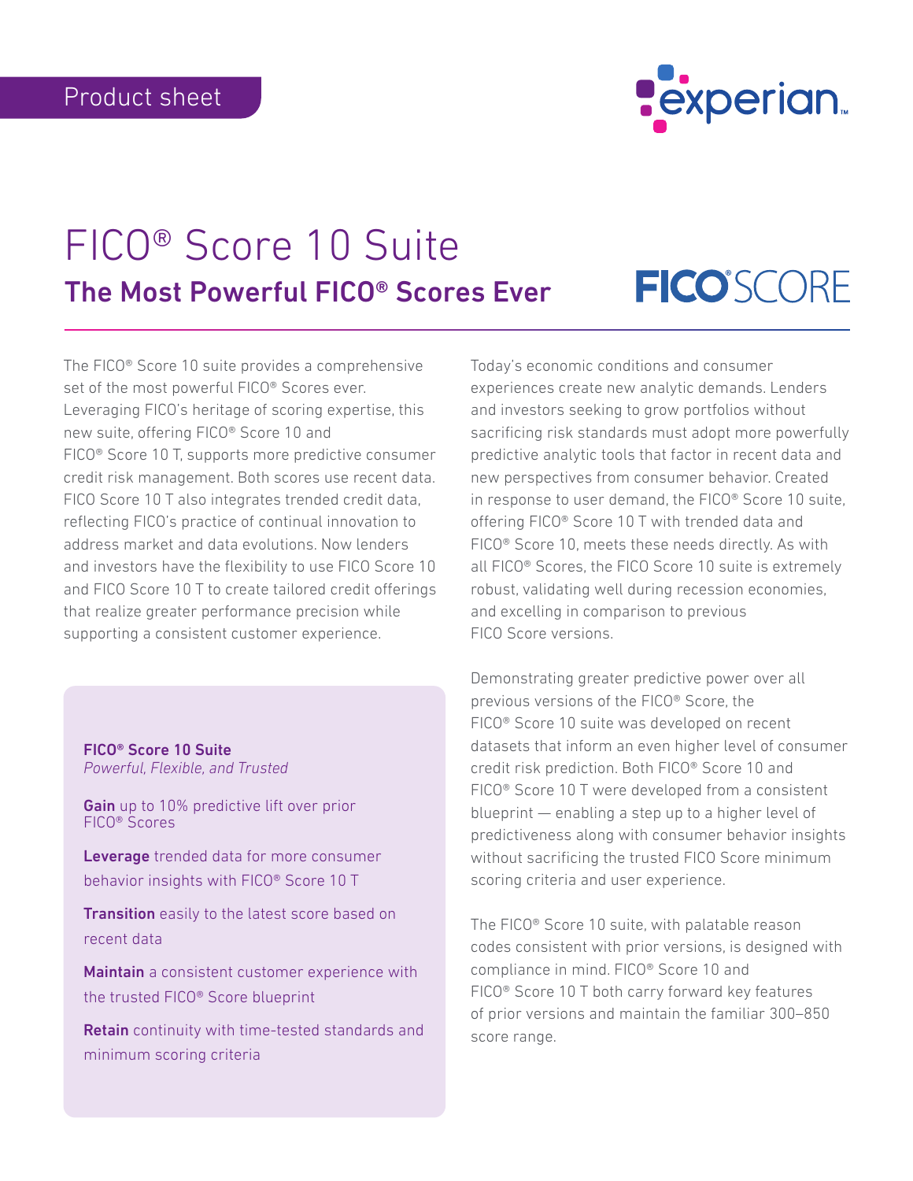Product sheet

# FICO® Score 10 Suite

## The Most Powerful FICO® Scores Ever

The FICO® Score 10 suite provides a comprehensive set of the most powerful FICO® Scores ever. Leveraging FICO's heritage of scoring expertise, this new suite, offering FICO® Score 10 and FICO® Score 10 T, supports more predictive consumer credit risk management. Both scores use recent data. FICO Score 10 T also integrates trended credit data, reflecting FICO's practice of continual innovation to address market and data evolutions. Now lenders and investors have the flexibility to use FICO Score 10 and FICO Score 10 T to create tailored credit offerings that realize greater performance precision while supporting a consistent customer experience.

**FICO® Score 10 Suite**
*Powerful, Flexible, and Trusted*

**Gain** up to 10% predictive lift over prior FICO® Scores

**Leverage** trended data for more consumer behavior insights with FICO® Score 10 T

**Transition** easily to the latest score based on recent data

**Maintain** a consistent customer experience with the trusted FICO® Score blueprint

**Retain** continuity with time-tested standards and minimum scoring criteria

Today's economic conditions and consumer experiences create new analytic demands. Lenders and investors seeking to grow portfolios without sacrificing risk standards must adopt more powerfully predictive analytic tools that factor in recent data and new perspectives from consumer behavior. Created in response to user demand, the FICO® Score 10 suite, offering FICO® Score 10 T with trended data and FICO® Score 10, meets these needs directly. As with all FICO® Scores, the FICO Score 10 suite is extremely robust, validating well during recession economies, and excelling in comparison to previous FICO Score versions.

Demonstrating greater predictive power over all previous versions of the FICO® Score, the FICO® Score 10 suite was developed on recent datasets that inform an even higher level of consumer credit risk prediction. Both FICO® Score 10 and FICO® Score 10 T were developed from a consistent blueprint — enabling a step up to a higher level of predictiveness along with consumer behavior insights without sacrificing the trusted FICO Score minimum scoring criteria and user experience.

The FICO® Score 10 suite, with palatable reason codes consistent with prior versions, is designed with compliance in mind. FICO® Score 10 and FICO® Score 10 T both carry forward key features of prior versions and maintain the familiar 300–850 score range.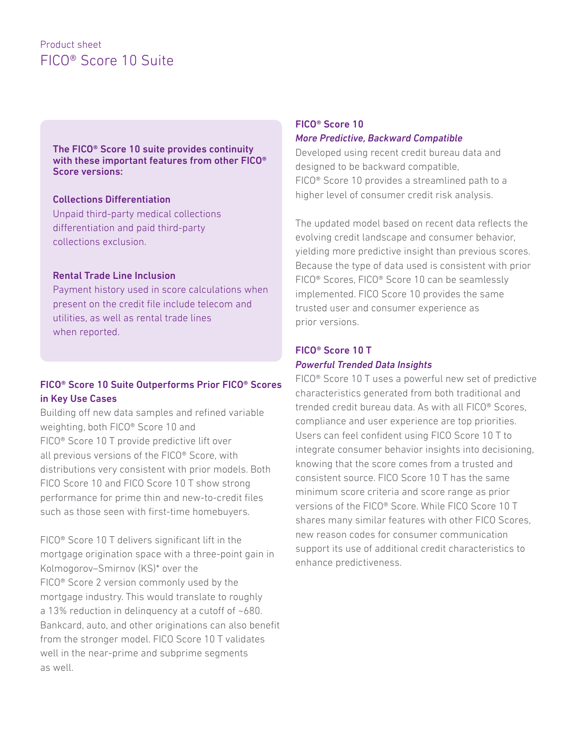The FICO® Score 10 suite provides continuity with these important features from other FICO® Score versions:

**Collections Differentiation**

Unpaid third-party medical collections differentiation and paid third-party collections exclusion.

**Rental Trade Line Inclusion**

Payment history used in score calculations when present on the credit file include telecom and utilities, as well as rental trade lines when reported.

## FICO® Score 10 Suite Outperforms Prior FICO® Scores in Key Use Cases

Building off new data samples and refined variable weighting, both FICO® Score 10 and FICO® Score 10 T provide predictive lift over all previous versions of the FICO® Score, with distributions very consistent with prior models. Both FICO Score 10 and FICO Score 10 T show strong performance for prime thin and new-to-credit files such as those seen with first-time homebuyers.

FICO® Score 10 T delivers significant lift in the mortgage origination space with a three-point gain in Kolmogorov–Smirnov (KS)* over the FICO® Score 2 version commonly used by the mortgage industry. This would translate to roughly a 13% reduction in delinquency at a cutoff of ~680. Bankcard, auto, and other originations can also benefit from the stronger model. FICO Score 10 T validates well in the near-prime and subprime segments as well.

## FICO® Score 10

*More Predictive, Backward Compatible*

Developed using recent credit bureau data and designed to be backward compatible, FICO® Score 10 provides a streamlined path to a higher level of consumer credit risk analysis.

The updated model based on recent data reflects the evolving credit landscape and consumer behavior, yielding more predictive insight than previous scores. Because the type of data used is consistent with prior FICO® Scores, FICO® Score 10 can be seamlessly implemented. FICO Score 10 provides the same trusted user and consumer experience as prior versions.

## FICO® Score 10 T

*Powerful Trended Data Insights*

FICO® Score 10 T uses a powerful new set of predictive characteristics generated from both traditional and trended credit bureau data. As with all FICO® Scores, compliance and user experience are top priorities. Users can feel confident using FICO Score 10 T to integrate consumer behavior insights into decisioning, knowing that the score comes from a trusted and consistent source. FICO Score 10 T has the same minimum score criteria and score range as prior versions of the FICO® Score. While FICO Score 10 T shares many similar features with other FICO Scores, new reason codes for consumer communication support its use of additional credit characteristics to enhance predictiveness.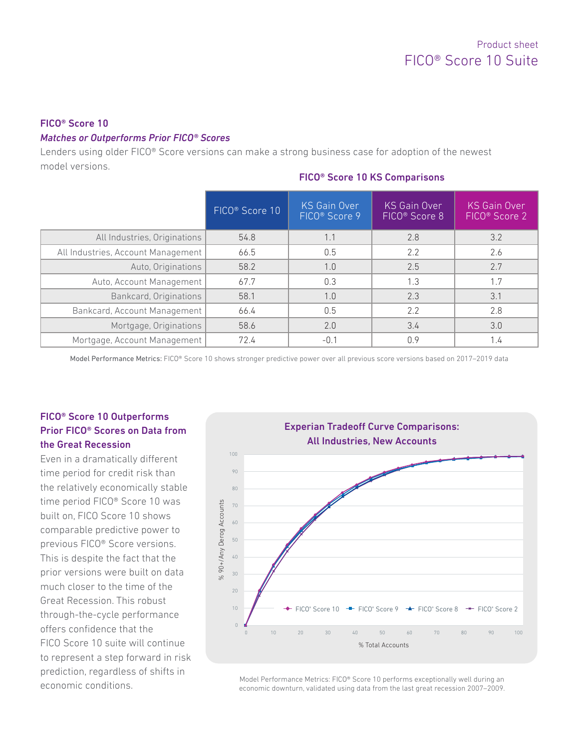## FICO® Score 10

### *Matches or Outperforms Prior FICO® Scores*

Lenders using older FICO® Score versions can make a strong business case for adoption of the newest model versions.

**FICO® Score 10 KS Comparisons**

| | FICO® Score 10 | KS Gain Over FICO® Score 9 | KS Gain Over FICO® Score 8 | KS Gain Over FICO® Score 2 |
|---|---|---|---|---|
| All Industries, Originations | 54.8 | 1.1 | 2.8 | 3.2 |
| All Industries, Account Management | 66.5 | 0.5 | 2.2 | 2.6 |
| Auto, Originations | 58.2 | 1.0 | 2.5 | 2.7 |
| Auto, Account Management | 67.7 | 0.3 | 1.3 | 1.7 |
| Bankcard, Originations | 58.1 | 1.0 | 2.3 | 3.1 |
| Bankcard, Account Management | 66.4 | 0.5 | 2.2 | 2.8 |
| Mortgage, Originations | 58.6 | 2.0 | 3.4 | 3.0 |
| Mortgage, Account Management | 72.4 | -0.1 | 0.9 | 1.4 |

**Model Performance Metrics:** FICO® Score 10 shows stronger predictive power over all previous score versions based on 2017–2019 data

### FICO® Score 10 Outperforms Prior FICO® Scores on Data from the Great Recession

Even in a dramatically different time period for credit risk than the relatively economically stable time period FICO® Score 10 was built on, FICO Score 10 shows comparable predictive power to previous FICO® Score versions. This is despite the fact that the prior versions were built on data much closer to the time of the Great Recession. This robust through-the-cycle performance offers confidence that the FICO Score 10 suite will continue to represent a step forward in risk prediction, regardless of shifts in economic conditions.

**Experian Tradeoff Curve Comparisons: All Industries, New Accounts**

Model Performance Metrics: FICO® Score 10 performs exceptionally well during an economic downturn, validated using data from the last great recession 2007–2009.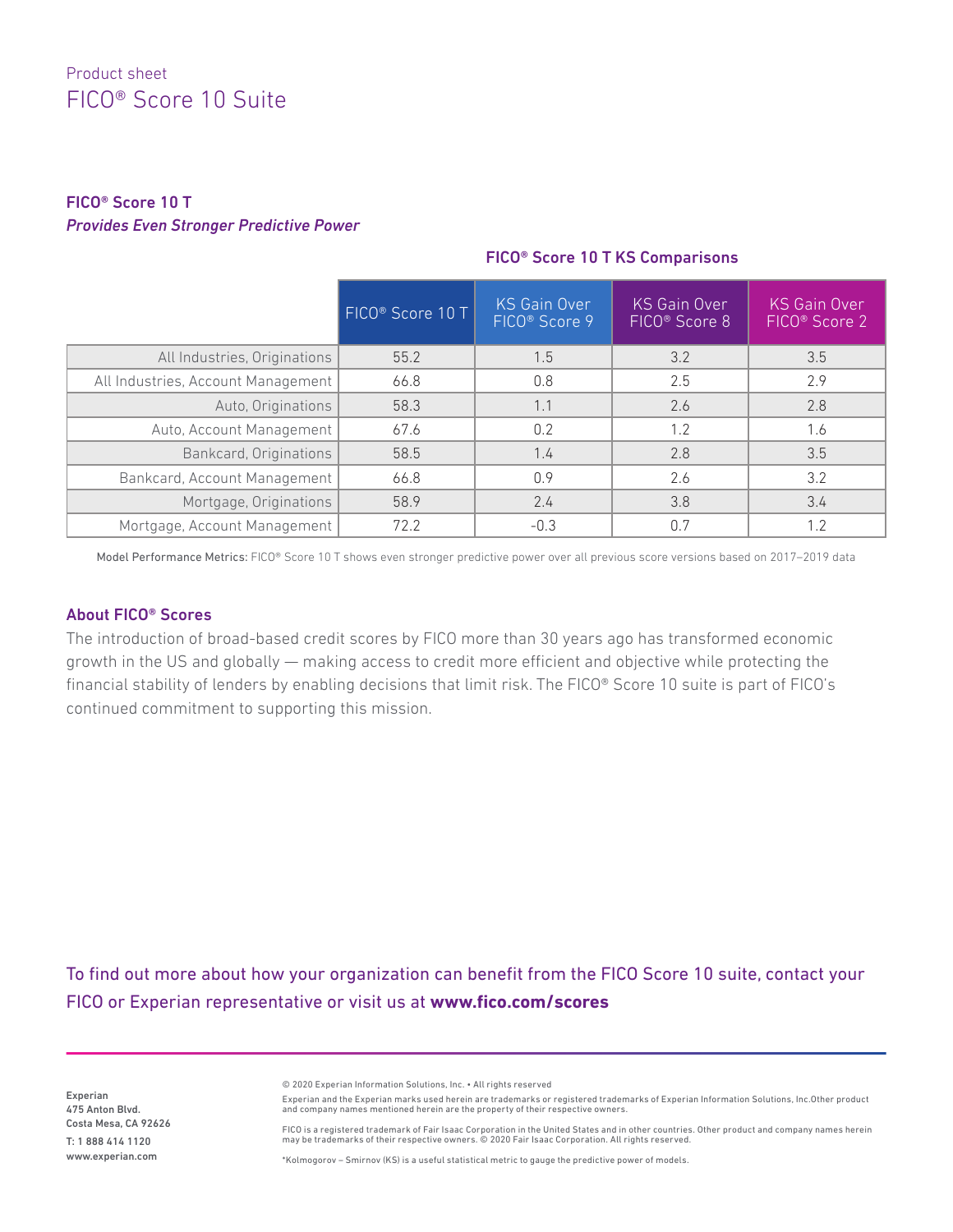Product sheet

# FICO® Score 10 Suite

## FICO® Score 10 T

***Provides Even Stronger Predictive Power***

**FICO® Score 10 T KS Comparisons**

| | FICO® Score 10 T | KS Gain Over FICO® Score 9 | KS Gain Over FICO® Score 8 | KS Gain Over FICO® Score 2 |
|---|---|---|---|---|
| All Industries, Originations | 55.2 | 1.5 | 3.2 | 3.5 |
| All Industries, Account Management | 66.8 | 0.8 | 2.5 | 2.9 |
| Auto, Originations | 58.3 | 1.1 | 2.6 | 2.8 |
| Auto, Account Management | 67.6 | 0.2 | 1.2 | 1.6 |
| Bankcard, Originations | 58.5 | 1.4 | 2.8 | 3.5 |
| Bankcard, Account Management | 66.8 | 0.9 | 2.6 | 3.2 |
| Mortgage, Originations | 58.9 | 2.4 | 3.8 | 3.4 |
| Mortgage, Account Management | 72.2 | -0.3 | 0.7 | 1.2 |

Model Performance Metrics: FICO® Score 10 T shows even stronger predictive power over all previous score versions based on 2017–2019 data

## About FICO® Scores

The introduction of broad-based credit scores by FICO more than 30 years ago has transformed economic growth in the US and globally — making access to credit more efficient and objective while protecting the financial stability of lenders by enabling decisions that limit risk. The FICO® Score 10 suite is part of FICO's continued commitment to supporting this mission.

To find out more about how your organization can benefit from the FICO Score 10 suite, contact your FICO or Experian representative or visit us at **www.fico.com/scores**

Experian
475 Anton Blvd.
Costa Mesa, CA 92626
T: 1 888 414 1120
www.experian.com

© 2020 Experian Information Solutions, Inc. • All rights reserved

Experian and the Experian marks used herein are trademarks or registered trademarks of Experian Information Solutions, Inc.Other product and company names mentioned herein are the property of their respective owners.

FICO is a registered trademark of Fair Isaac Corporation in the United States and in other countries. Other product and company names herein may be trademarks of their respective owners. © 2020 Fair Isaac Corporation. All rights reserved.

*Kolmogorov – Smirnov (KS) is a useful statistical metric to gauge the predictive power of models.